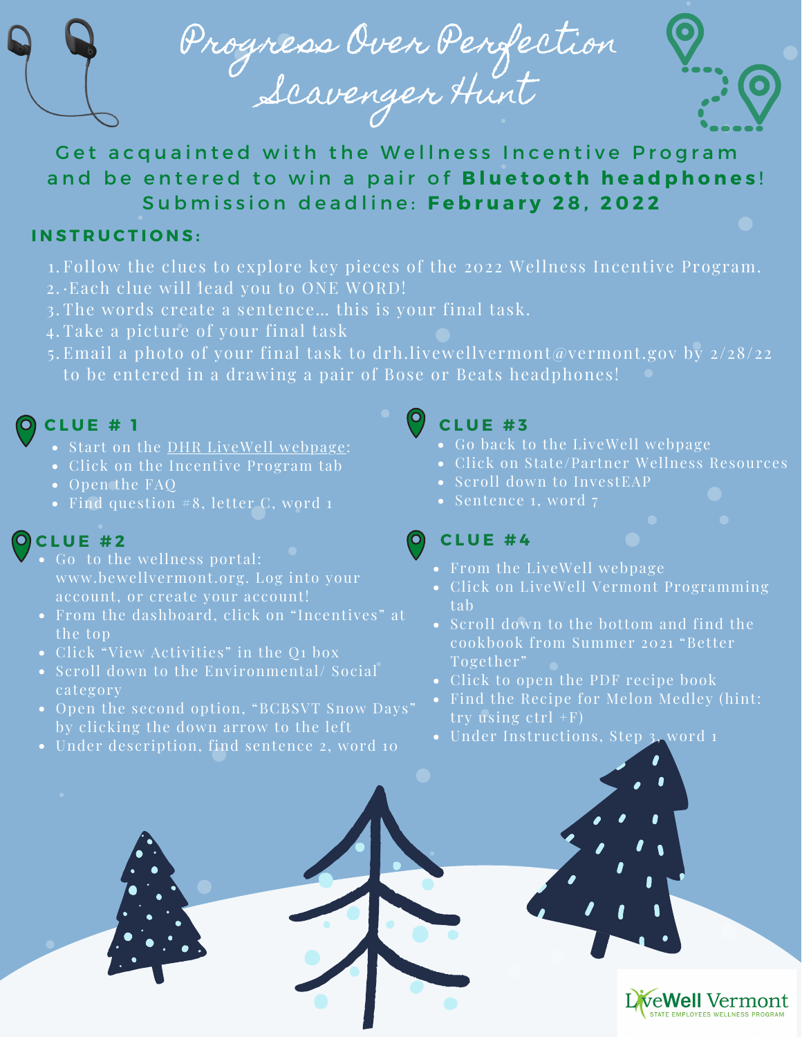# Progress Over Perfection Scavenger Hunt

**Get acquainted with the Wellness Incentive Program and be entered to win a pair of Bluetooth headphones!**
**Submission deadline: February 28, 2022**

## INSTRUCTIONS:

1. Follow the clues to explore key pieces of the 2022 Wellness Incentive Program.
2. ·Each clue will lead you to ONE WORD!
3. The words create a sentence... this is your final task.
4. Take a picture of your final task
5. Email a photo of your final task to drh.livewellvermont@vermont.gov by 2/28/22 to be entered in a drawing a pair of Bose or Beats headphones!

## CLUE # 1

- Start on the DHR LiveWell webpage:
- Click on the Incentive Program tab
- Open the FAQ
- Find question #8, letter C, word 1

## CLUE #2

- Go to the wellness portal: www.bewellvermont.org. Log into your account, or create your account!
- From the dashboard, click on "Incentives" at the top
- Click "View Activities" in the Q1 box
- Scroll down to the Environmental/ Social category
- Open the second option, "BCBSVT Snow Days" by clicking the down arrow to the left
- Under description, find sentence 2, word 10

## CLUE #3

- Go back to the LiveWell webpage
- Click on State/Partner Wellness Resources
- Scroll down to InvestEAP
- Sentence 1, word 7

## CLUE #4

- From the LiveWell webpage
- Click on LiveWell Vermont Programming tab
- Scroll down to the bottom and find the cookbook from Summer 2021 "Better Together"
- Click to open the PDF recipe book
- Find the Recipe for Melon Medley (hint: try using ctrl +F)
- Under Instructions, Step 3, word 1

LiveWell Vermont
STATE EMPLOYEES WELLNESS PROGRAM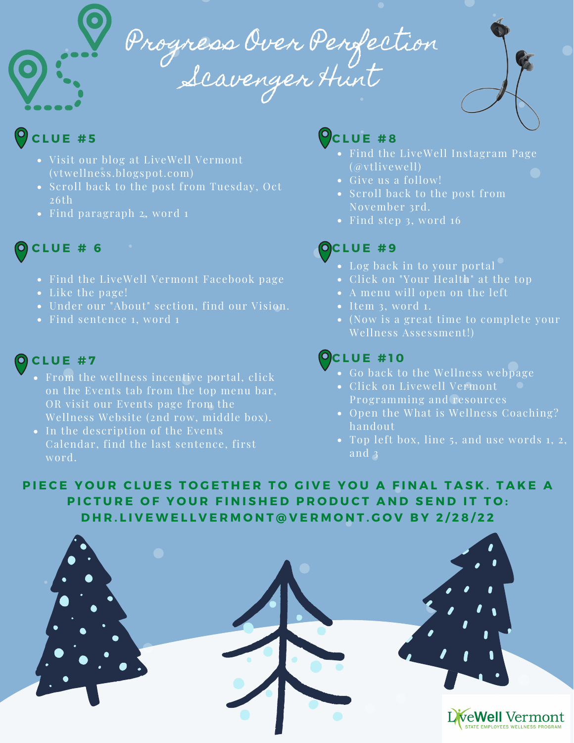# Progress Over Perfection Scavenger Hunt

## CLUE #5

- Visit our blog at LiveWell Vermont (vtwellness.blogspot.com)
- Scroll back to the post from Tuesday, Oct 26th
- Find paragraph 2, word 1

## CLUE # 6

- Find the LiveWell Vermont Facebook page
- Like the page!
- Under our "About" section, find our Vision.
- Find sentence 1, word 1

## CLUE #7

- From the wellness incentive portal, click on the Events tab from the top menu bar, OR visit our Events page from the Wellness Website (2nd row, middle box).
- In the description of the Events Calendar, find the last sentence, first word.

## CLUE #8

- Find the LiveWell Instagram Page (@vtlivewell)
- Give us a follow!
- Scroll back to the post from November 3rd.
- Find step 3, word 16

## CLUE #9

- Log back in to your portal
- Click on "Your Health" at the top
- A menu will open on the left
- Item 3, word 1.
- (Now is a great time to complete your Wellness Assessment!)

## CLUE #10

- Go back to the Wellness webpage
- Click on Livewell Vermont Programming and resources
- Open the What is Wellness Coaching? handout
- Top left box, line 5, and use words 1, 2, and 3

**PIECE YOUR CLUES TOGETHER TO GIVE YOU A FINAL TASK. TAKE A PICTURE OF YOUR FINISHED PRODUCT AND SEND IT TO: DHR.LIVEWELLVERMONT@VERMONT.GOV BY 2/28/22**

LiveWell Vermont
STATE EMPLOYEES WELLNESS PROGRAM